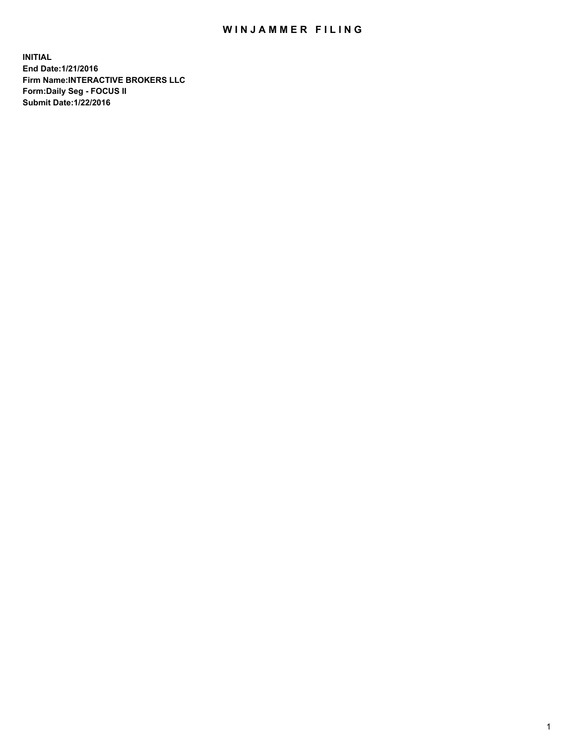# WINJAMMER FILING

**INITIAL**
**End Date:1/21/2016**
**Firm Name:INTERACTIVE BROKERS LLC**
**Form:Daily Seg - FOCUS II**
**Submit Date:1/22/2016**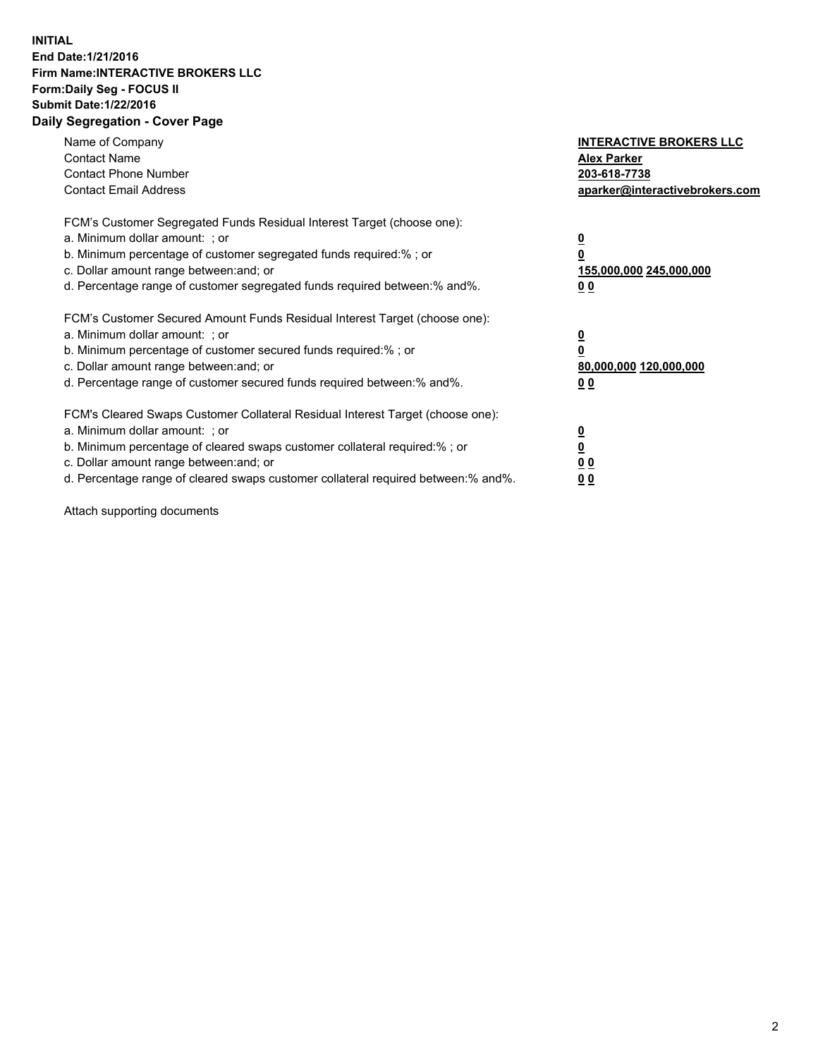**INITIAL**
**End Date:1/21/2016**
**Firm Name:INTERACTIVE BROKERS LLC**
**Form:Daily Seg - FOCUS II**
**Submit Date:1/22/2016**

## Daily Segregation - Cover Page

| | |
|---|---|
| Name of Company | **INTERACTIVE BROKERS LLC** |
| Contact Name | **Alex Parker** |
| Contact Phone Number | **203-618-7738** |
| Contact Email Address | **aparker@interactivebrokers.com** |

FCM's Customer Segregated Funds Residual Interest Target (choose one):

| | |
|---|---|
| a. Minimum dollar amount: ; or | **0** |
| b. Minimum percentage of customer segregated funds required:% ; or | **0** |
| c. Dollar amount range between:and; or | **155,000,000 245,000,000** |
| d. Percentage range of customer segregated funds required between:% and%. | **0 0** |

FCM's Customer Secured Amount Funds Residual Interest Target (choose one):

| | |
|---|---|
| a. Minimum dollar amount: ; or | **0** |
| b. Minimum percentage of customer secured funds required:% ; or | **0** |
| c. Dollar amount range between:and; or | **80,000,000 120,000,000** |
| d. Percentage range of customer secured funds required between:% and%. | **0 0** |

FCM's Cleared Swaps Customer Collateral Residual Interest Target (choose one):

| | |
|---|---|
| a. Minimum dollar amount: ; or | **0** |
| b. Minimum percentage of cleared swaps customer collateral required:% ; or | **0** |
| c. Dollar amount range between:and; or | **0 0** |
| d. Percentage range of cleared swaps customer collateral required between:% and%. | **0 0** |

Attach supporting documents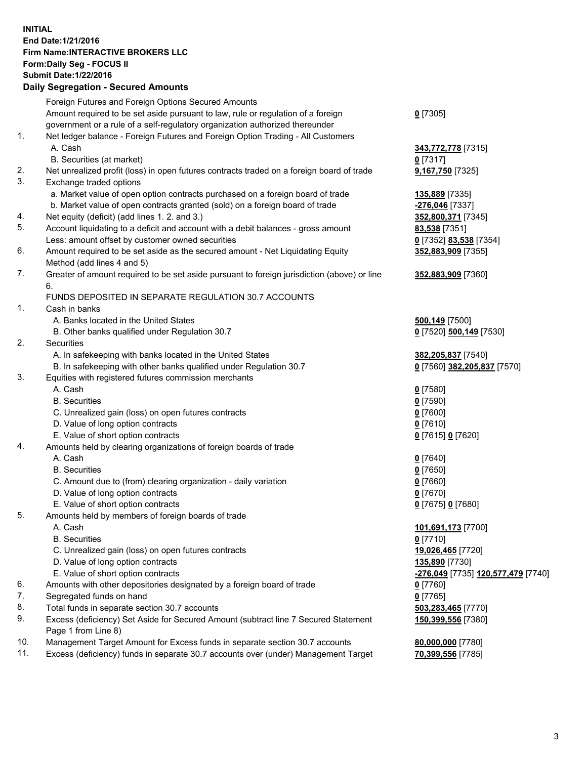**INITIAL**
**End Date:1/21/2016**
**Firm Name:INTERACTIVE BROKERS LLC**
**Form:Daily Seg - FOCUS II**
**Submit Date:1/22/2016**

## Daily Segregation - Secured Amounts

| | | |
|---|---|---|
| | Foreign Futures and Foreign Options Secured Amounts | |
| | Amount required to be set aside pursuant to law, rule or regulation of a foreign government or a rule of a self-regulatory organization authorized thereunder | **0** [7305] |
| 1. | Net ledger balance - Foreign Futures and Foreign Option Trading - All Customers | |
| | A. Cash | **343,772,778** [7315] |
| | B. Securities (at market) | **0** [7317] |
| 2. | Net unrealized profit (loss) in open futures contracts traded on a foreign board of trade | **9,167,750** [7325] |
| 3. | Exchange traded options | |
| | a. Market value of open option contracts purchased on a foreign board of trade | **135,889** [7335] |
| | b. Market value of open contracts granted (sold) on a foreign board of trade | **-276,046** [7337] |
| 4. | Net equity (deficit) (add lines 1. 2. and 3.) | **352,800,371** [7345] |
| 5. | Account liquidating to a deficit and account with a debit balances - gross amount | **83,538** [7351] |
| | Less: amount offset by customer owned securities | **0** [7352] **83,538** [7354] |
| 6. | Amount required to be set aside as the secured amount - Net Liquidating Equity Method (add lines 4 and 5) | **352,883,909** [7355] |
| 7. | Greater of amount required to be set aside pursuant to foreign jurisdiction (above) or line 6. | **352,883,909** [7360] |
| | FUNDS DEPOSITED IN SEPARATE REGULATION 30.7 ACCOUNTS | |
| 1. | Cash in banks | |
| | A. Banks located in the United States | **500,149** [7500] |
| | B. Other banks qualified under Regulation 30.7 | **0** [7520] **500,149** [7530] |
| 2. | Securities | |
| | A. In safekeeping with banks located in the United States | **382,205,837** [7540] |
| | B. In safekeeping with other banks qualified under Regulation 30.7 | **0** [7560] **382,205,837** [7570] |
| 3. | Equities with registered futures commission merchants | |
| | A. Cash | **0** [7580] |
| | B. Securities | **0** [7590] |
| | C. Unrealized gain (loss) on open futures contracts | **0** [7600] |
| | D. Value of long option contracts | **0** [7610] |
| | E. Value of short option contracts | **0** [7615] **0** [7620] |
| 4. | Amounts held by clearing organizations of foreign boards of trade | |
| | A. Cash | **0** [7640] |
| | B. Securities | **0** [7650] |
| | C. Amount due to (from) clearing organization - daily variation | **0** [7660] |
| | D. Value of long option contracts | **0** [7670] |
| | E. Value of short option contracts | **0** [7675] **0** [7680] |
| 5. | Amounts held by members of foreign boards of trade | |
| | A. Cash | **101,691,173** [7700] |
| | B. Securities | **0** [7710] |
| | C. Unrealized gain (loss) on open futures contracts | **19,026,465** [7720] |
| | D. Value of long option contracts | **135,890** [7730] |
| | E. Value of short option contracts | **-276,049** [7735] **120,577,479** [7740] |
| 6. | Amounts with other depositories designated by a foreign board of trade | **0** [7760] |
| 7. | Segregated funds on hand | **0** [7765] |
| 8. | Total funds in separate section 30.7 accounts | **503,283,465** [7770] |
| 9. | Excess (deficiency) Set Aside for Secured Amount (subtract line 7 Secured Statement Page 1 from Line 8) | **150,399,556** [7380] |
| 10. | Management Target Amount for Excess funds in separate section 30.7 accounts | **80,000,000** [7780] |
| 11. | Excess (deficiency) funds in separate 30.7 accounts over (under) Management Target | **70,399,556** [7785] |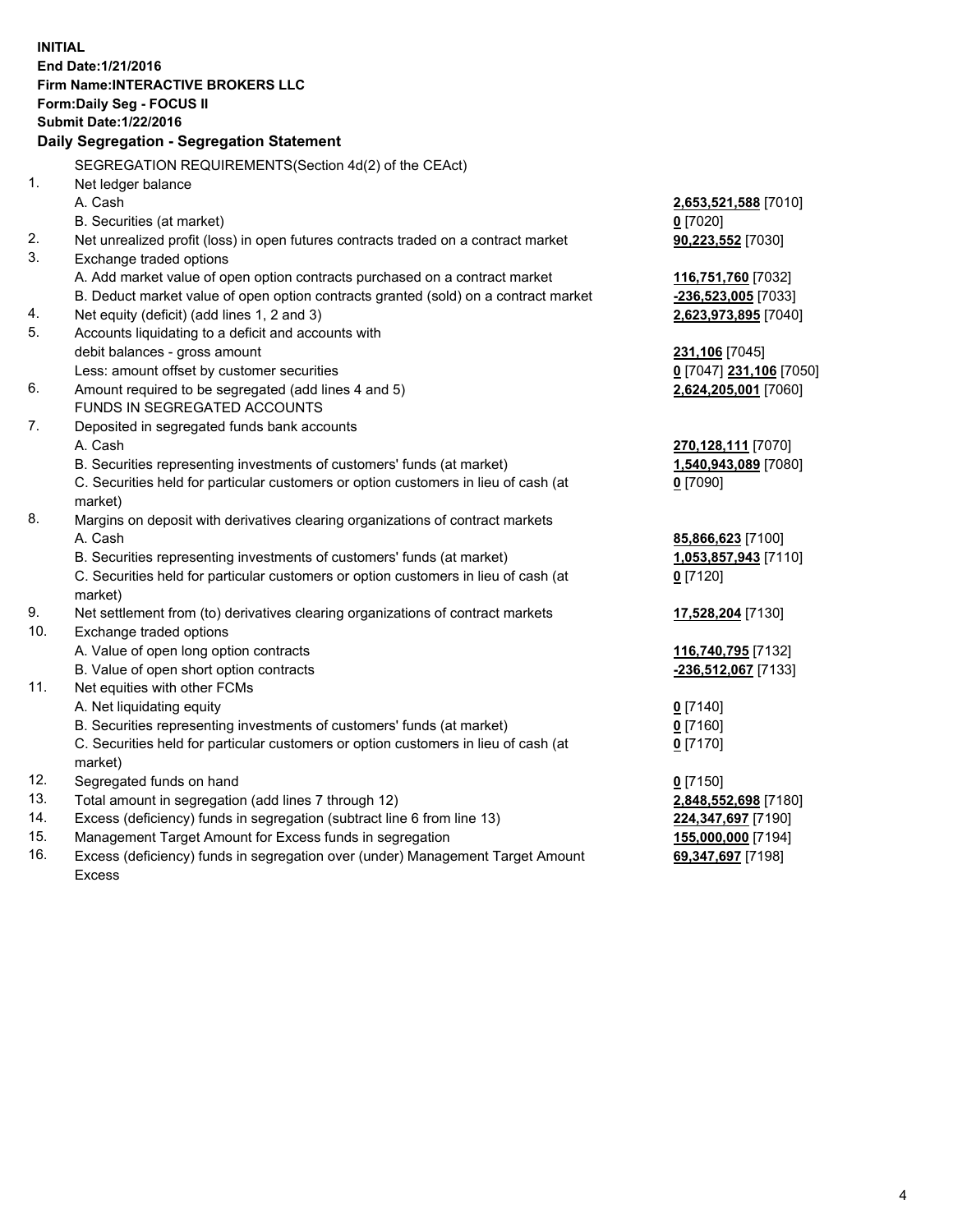**INITIAL**
**End Date:1/21/2016**
**Firm Name:INTERACTIVE BROKERS LLC**
**Form:Daily Seg - FOCUS II**
**Submit Date:1/22/2016**

**Daily Segregation - Segregation Statement**

SEGREGATION REQUIREMENTS(Section 4d(2) of the CEAct)

| | | |
|---|---|---|
| 1. | Net ledger balance | |
| | A. Cash | **2,653,521,588** [7010] |
| | B. Securities (at market) | **0** [7020] |
| 2. | Net unrealized profit (loss) in open futures contracts traded on a contract market | **90,223,552** [7030] |
| 3. | Exchange traded options | |
| | A. Add market value of open option contracts purchased on a contract market | **116,751,760** [7032] |
| | B. Deduct market value of open option contracts granted (sold) on a contract market | **-236,523,005** [7033] |
| 4. | Net equity (deficit) (add lines 1, 2 and 3) | **2,623,973,895** [7040] |
| 5. | Accounts liquidating to a deficit and accounts with | |
| | debit balances - gross amount | **231,106** [7045] |
| | Less: amount offset by customer securities | **0** [7047] **231,106** [7050] |
| 6. | Amount required to be segregated (add lines 4 and 5) | **2,624,205,001** [7060] |
| | FUNDS IN SEGREGATED ACCOUNTS | |
| 7. | Deposited in segregated funds bank accounts | |
| | A. Cash | **270,128,111** [7070] |
| | B. Securities representing investments of customers' funds (at market) | **1,540,943,089** [7080] |
| | C. Securities held for particular customers or option customers in lieu of cash (at market) | **0** [7090] |
| 8. | Margins on deposit with derivatives clearing organizations of contract markets | |
| | A. Cash | **85,866,623** [7100] |
| | B. Securities representing investments of customers' funds (at market) | **1,053,857,943** [7110] |
| | C. Securities held for particular customers or option customers in lieu of cash (at market) | **0** [7120] |
| 9. | Net settlement from (to) derivatives clearing organizations of contract markets | **17,528,204** [7130] |
| 10. | Exchange traded options | |
| | A. Value of open long option contracts | **116,740,795** [7132] |
| | B. Value of open short option contracts | **-236,512,067** [7133] |
| 11. | Net equities with other FCMs | |
| | A. Net liquidating equity | **0** [7140] |
| | B. Securities representing investments of customers' funds (at market) | **0** [7160] |
| | C. Securities held for particular customers or option customers in lieu of cash (at market) | **0** [7170] |
| 12. | Segregated funds on hand | **0** [7150] |
| 13. | Total amount in segregation (add lines 7 through 12) | **2,848,552,698** [7180] |
| 14. | Excess (deficiency) funds in segregation (subtract line 6 from line 13) | **224,347,697** [7190] |
| 15. | Management Target Amount for Excess funds in segregation | **155,000,000** [7194] |
| 16. | Excess (deficiency) funds in segregation over (under) Management Target Amount Excess | **69,347,697** [7198] |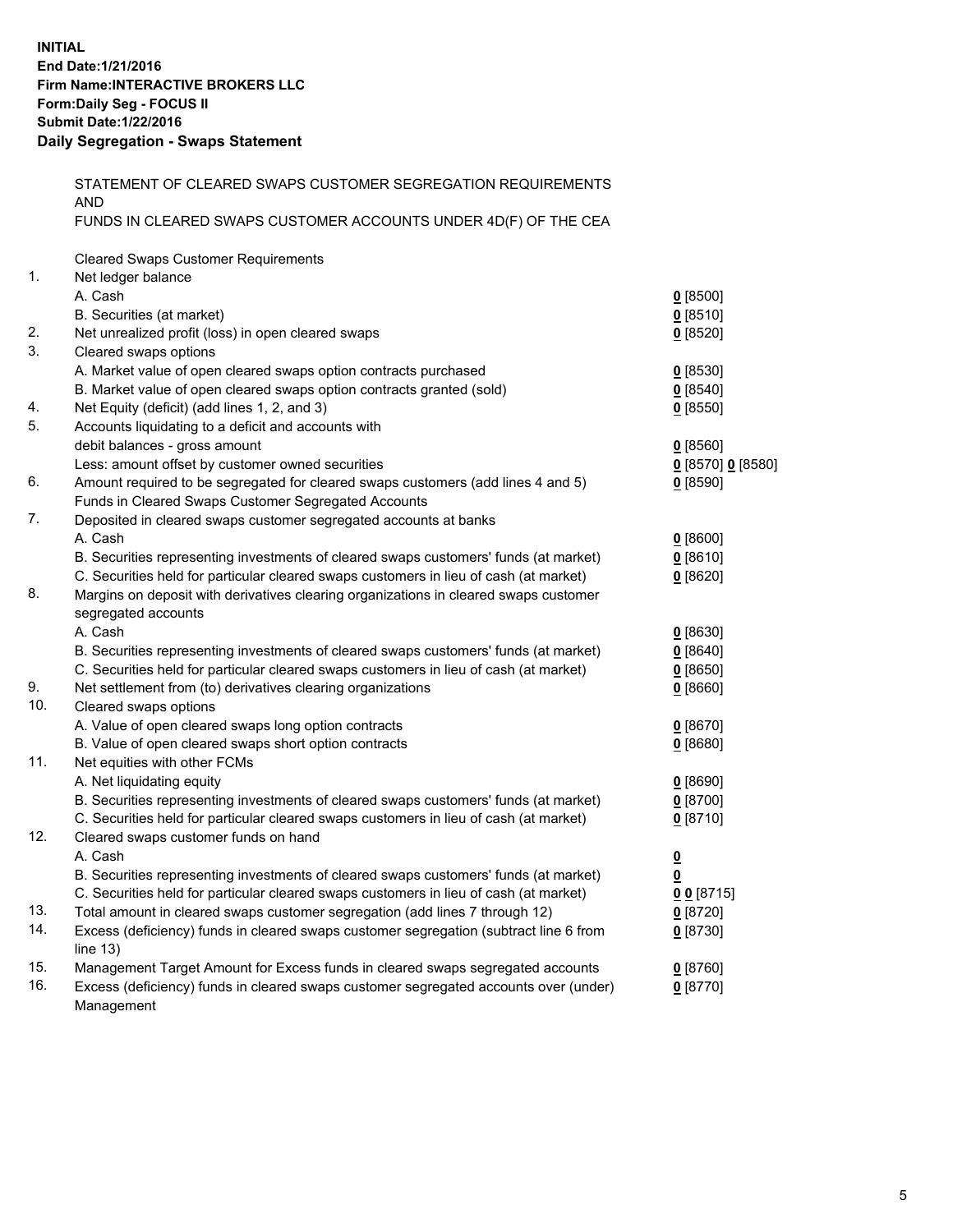**INITIAL**
**End Date:1/21/2016**
**Firm Name:INTERACTIVE BROKERS LLC**
**Form:Daily Seg - FOCUS II**
**Submit Date:1/22/2016**
**Daily Segregation - Swaps Statement**

STATEMENT OF CLEARED SWAPS CUSTOMER SEGREGATION REQUIREMENTS AND FUNDS IN CLEARED SWAPS CUSTOMER ACCOUNTS UNDER 4D(F) OF THE CEA

| | | |
|---|---|---|
| | Cleared Swaps Customer Requirements | |
| 1. | Net ledger balance | |
| | A. Cash | 0 [8500] |
| | B. Securities (at market) | 0 [8510] |
| 2. | Net unrealized profit (loss) in open cleared swaps | 0 [8520] |
| 3. | Cleared swaps options | |
| | A. Market value of open cleared swaps option contracts purchased | 0 [8530] |
| | B. Market value of open cleared swaps option contracts granted (sold) | 0 [8540] |
| 4. | Net Equity (deficit) (add lines 1, 2, and 3) | 0 [8550] |
| 5. | Accounts liquidating to a deficit and accounts with debit balances - gross amount | 0 [8560] |
| | Less: amount offset by customer owned securities | 0 [8570] 0 [8580] |
| 6. | Amount required to be segregated for cleared swaps customers (add lines 4 and 5) | 0 [8590] |
| | Funds in Cleared Swaps Customer Segregated Accounts | |
| 7. | Deposited in cleared swaps customer segregated accounts at banks | |
| | A. Cash | 0 [8600] |
| | B. Securities representing investments of cleared swaps customers' funds (at market) | 0 [8610] |
| | C. Securities held for particular cleared swaps customers in lieu of cash (at market) | 0 [8620] |
| 8. | Margins on deposit with derivatives clearing organizations in cleared swaps customer segregated accounts | |
| | A. Cash | 0 [8630] |
| | B. Securities representing investments of cleared swaps customers' funds (at market) | 0 [8640] |
| | C. Securities held for particular cleared swaps customers in lieu of cash (at market) | 0 [8650] |
| 9. | Net settlement from (to) derivatives clearing organizations | 0 [8660] |
| 10. | Cleared swaps options | |
| | A. Value of open cleared swaps long option contracts | 0 [8670] |
| | B. Value of open cleared swaps short option contracts | 0 [8680] |
| 11. | Net equities with other FCMs | |
| | A. Net liquidating equity | 0 [8690] |
| | B. Securities representing investments of cleared swaps customers' funds (at market) | 0 [8700] |
| | C. Securities held for particular cleared swaps customers in lieu of cash (at market) | 0 [8710] |
| 12. | Cleared swaps customer funds on hand | |
| | A. Cash | 0 |
| | B. Securities representing investments of cleared swaps customers' funds (at market) | 0 |
| | C. Securities held for particular cleared swaps customers in lieu of cash (at market) | 0 0 [8715] |
| 13. | Total amount in cleared swaps customer segregation (add lines 7 through 12) | 0 [8720] |
| 14. | Excess (deficiency) funds in cleared swaps customer segregation (subtract line 6 from line 13) | 0 [8730] |
| 15. | Management Target Amount for Excess funds in cleared swaps segregated accounts | 0 [8760] |
| 16. | Excess (deficiency) funds in cleared swaps customer segregated accounts over (under) Management | 0 [8770] |